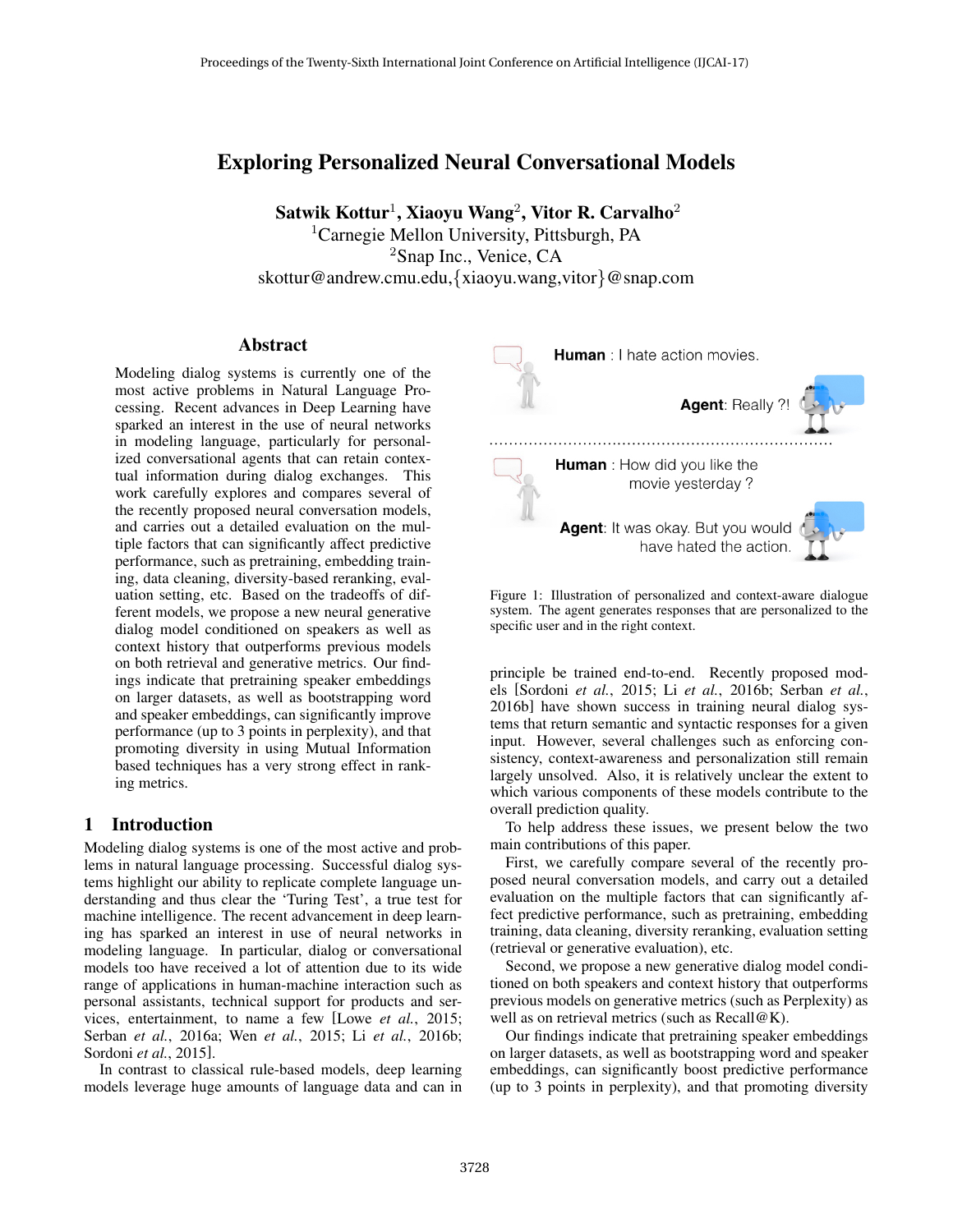# Exploring Personalized Neural Conversational Models

**Satwik Kottur**[1], **Xiaoyu Wang**[2], **Vitor R. Carvalho**[2]

[1]Carnegie Mellon University, Pittsburgh, PA

[2]Snap Inc., Venice, CA

skottur@andrew.cmu.edu,{xiaoyu.wang,vitor}@snap.com

## Abstract

Modeling dialog systems is currently one of the most active problems in Natural Language Processing. Recent advances in Deep Learning have sparked an interest in the use of neural networks in modeling language, particularly for personalized conversational agents that can retain contextual information during dialog exchanges. This work carefully explores and compares several of the recently proposed neural conversation models, and carries out a detailed evaluation on the multiple factors that can significantly affect predictive performance, such as pretraining, embedding training, data cleaning, diversity-based reranking, evaluation setting, etc. Based on the tradeoffs of different models, we propose a new neural generative dialog model conditioned on speakers as well as context history that outperforms previous models on both retrieval and generative metrics. Our findings indicate that pretraining speaker embeddings on larger datasets, as well as bootstrapping word and speaker embeddings, can significantly improve performance (up to 3 points in perplexity), and that promoting diversity in using Mutual Information based techniques has a very strong effect in ranking metrics.

## 1 Introduction

Modeling dialog systems is one of the most active and problems in natural language processing. Successful dialog systems highlight our ability to replicate complete language understanding and thus clear the 'Turing Test', a true test for machine intelligence. The recent advancement in deep learning has sparked an interest in use of neural networks in modeling language. In particular, dialog or conversational models too have received a lot of attention due to its wide range of applications in human-machine interaction such as personal assistants, technical support for products and services, entertainment, to name a few [Lowe *et al.*, 2015; Serban *et al.*, 2016a; Wen *et al.*, 2015; Li *et al.*, 2016b; Sordoni *et al.*, 2015].

In contrast to classical rule-based models, deep learning models leverage huge amounts of language data and can in principle be trained end-to-end. Recently proposed models [Sordoni *et al.*, 2015; Li *et al.*, 2016b; Serban *et al.*, 2016b] have shown success in training neural dialog systems that return semantic and syntactic responses for a given input. However, several challenges such as enforcing consistency, context-awareness and personalization still remain largely unsolved. Also, it is relatively unclear the extent to which various components of these models contribute to the overall prediction quality.

**Human** : I hate action movies.

**Agent**: Really ?!

**Human** : How did you like the movie yesterday ?

**Agent**: It was okay. But you would have hated the action.

Figure 1: Illustration of personalized and context-aware dialogue system. The agent generates responses that are personalized to the specific user and in the right context.

To help address these issues, we present below the two main contributions of this paper.

First, we carefully compare several of the recently proposed neural conversation models, and carry out a detailed evaluation on the multiple factors that can significantly affect predictive performance, such as pretraining, embedding training, data cleaning, diversity reranking, evaluation setting (retrieval or generative evaluation), etc.

Second, we propose a new generative dialog model conditioned on both speakers and context history that outperforms previous models on generative metrics (such as Perplexity) as well as on retrieval metrics (such as Recall@K).

Our findings indicate that pretraining speaker embeddings on larger datasets, as well as bootstrapping word and speaker embeddings, can significantly boost predictive performance (up to 3 points in perplexity), and that promoting diversity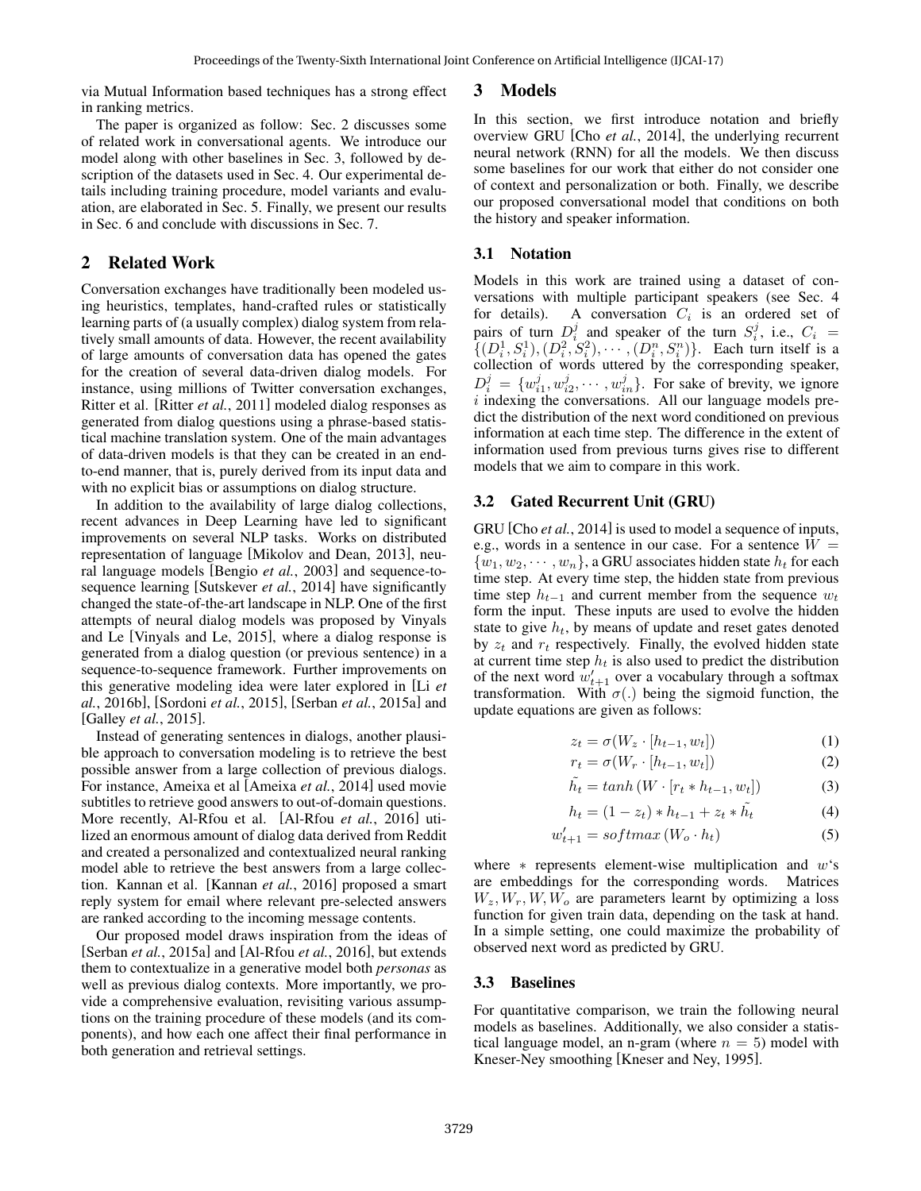via Mutual Information based techniques has a strong effect in ranking metrics.

The paper is organized as follow: Sec. 2 discusses some of related work in conversational agents. We introduce our model along with other baselines in Sec. 3, followed by description of the datasets used in Sec. 4. Our experimental details including training procedure, model variants and evaluation, are elaborated in Sec. 5. Finally, we present our results in Sec. 6 and conclude with discussions in Sec. 7.

## 2 Related Work

Conversation exchanges have traditionally been modeled using heuristics, templates, hand-crafted rules or statistically learning parts of (a usually complex) dialog system from relatively small amounts of data. However, the recent availability of large amounts of conversation data has opened the gates for the creation of several data-driven dialog models. For instance, using millions of Twitter conversation exchanges, Ritter et al. [Ritter *et al.*, 2011] modeled dialog responses as generated from dialog questions using a phrase-based statistical machine translation system. One of the main advantages of data-driven models is that they can be created in an end-to-end manner, that is, purely derived from its input data and with no explicit bias or assumptions on dialog structure.

In addition to the availability of large dialog collections, recent advances in Deep Learning have led to significant improvements on several NLP tasks. Works on distributed representation of language [Mikolov and Dean, 2013], neural language models [Bengio *et al.*, 2003] and sequence-to-sequence learning [Sutskever *et al.*, 2014] have significantly changed the state-of-the-art landscape in NLP. One of the first attempts of neural dialog models was proposed by Vinyals and Le [Vinyals and Le, 2015], where a dialog response is generated from a dialog question (or previous sentence) in a sequence-to-sequence framework. Further improvements on this generative modeling idea were later explored in [Li *et al.*, 2016b], [Sordoni *et al.*, 2015], [Serban *et al.*, 2015a] and [Galley *et al.*, 2015].

Instead of generating sentences in dialogs, another plausible approach to conversation modeling is to retrieve the best possible answer from a large collection of previous dialogs. For instance, Ameixa et al [Ameixa *et al.*, 2014] used movie subtitles to retrieve good answers to out-of-domain questions. More recently, Al-Rfou et al. [Al-Rfou *et al.*, 2016] utilized an enormous amount of dialog data derived from Reddit and created a personalized and contextualized neural ranking model able to retrieve the best answers from a large collection. Kannan et al. [Kannan *et al.*, 2016] proposed a smart reply system for email where relevant pre-selected answers are ranked according to the incoming message contents.

Our proposed model draws inspiration from the ideas of [Serban *et al.*, 2015a] and [Al-Rfou *et al.*, 2016], but extends them to contextualize in a generative model both *personas* as well as previous dialog contexts. More importantly, we provide a comprehensive evaluation, revisiting various assumptions on the training procedure of these models (and its components), and how each one affect their final performance in both generation and retrieval settings.

## 3 Models

In this section, we first introduce notation and briefly overview GRU [Cho *et al.*, 2014], the underlying recurrent neural network (RNN) for all the models. We then discuss some baselines for our work that either do not consider one of context and personalization or both. Finally, we describe our proposed conversational model that conditions on both the history and speaker information.

### 3.1 Notation

Models in this work are trained using a dataset of conversations with multiple participant speakers (see Sec. 4 for details). A conversation $C_i$ is an ordered set of pairs of turn $D_i^j$ and speaker of the turn $S_i^j$, i.e., $C_i = \{(D_i^1, S_i^1), (D_i^2, S_i^2), \cdots, (D_i^n, S_i^n)\}$. Each turn itself is a collection of words uttered by the corresponding speaker, $D_i^j = \{w_{i1}^j, w_{i2}^j, \cdots, w_{in}^j\}$. For sake of brevity, we ignore $i$ indexing the conversations. All our language models predict the distribution of the next word conditioned on previous information at each time step. The difference in the extent of information used from previous turns gives rise to different models that we aim to compare in this work.

### 3.2 Gated Recurrent Unit (GRU)

GRU [Cho *et al.*, 2014] is used to model a sequence of inputs, e.g., words in a sentence in our case. For a sentence $W = \{w_1, w_2, \cdots, w_n\}$, a GRU associates hidden state $h_t$ for each time step. At every time step, the hidden state from previous time step $h_{t-1}$ and current member from the sequence $w_t$ form the input. These inputs are used to evolve the hidden state to give $h_t$, by means of update and reset gates denoted by $z_t$ and $r_t$ respectively. Finally, the evolved hidden state at current time step $h_t$ is also used to predict the distribution of the next word $w'_{t+1}$ over a vocabulary through a softmax transformation. With $\sigma(.)$ being the sigmoid function, the update equations are given as follows:

$$z_t = \sigma(W_z \cdot [h_{t-1}, w_t]) \tag{1}$$

$$r_t = \sigma(W_r \cdot [h_{t-1}, w_t]) \tag{2}$$

$$\tilde{h_t} = tanh\,(W \cdot [r_t * h_{t-1}, w_t]) \tag{3}$$

$$h_t = (1 - z_t) * h_{t-1} + z_t * \tilde{h_t} \tag{4}$$

$$w'_{t+1} = softmax\,(W_o \cdot h_t) \tag{5}$$

where $*$ represents element-wise multiplication and $w$'s are embeddings for the corresponding words. Matrices $W_z, W_r, W, W_o$ are parameters learnt by optimizing a loss function for given train data, depending on the task at hand. In a simple setting, one could maximize the probability of observed next word as predicted by GRU.

### 3.3 Baselines

For quantitative comparison, we train the following neural models as baselines. Additionally, we also consider a statistical language model, an n-gram (where $n = 5$) model with Kneser-Ney smoothing [Kneser and Ney, 1995].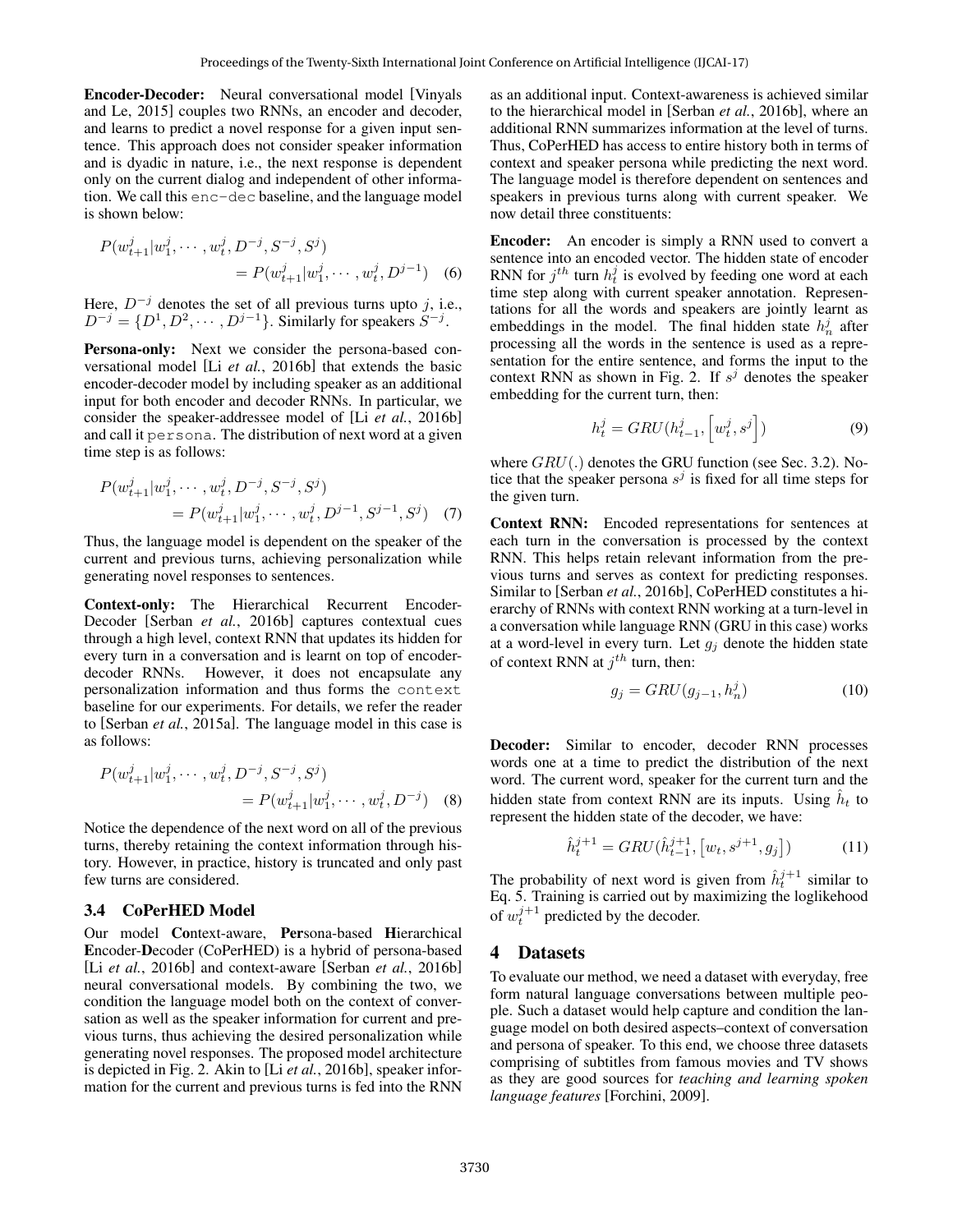**Encoder-Decoder:** Neural conversational model [Vinyals and Le, 2015] couples two RNNs, an encoder and decoder, and learns to predict a novel response for a given input sentence. This approach does not consider speaker information and is dyadic in nature, i.e., the next response is dependent only on the current dialog and independent of other information. We call this `enc-dec` baseline, and the language model is shown below:

$$P(w_{t+1}^j | w_1^j, \cdots, w_t^j, D^{-j}, S^{-j}, S^j) = P(w_{t+1}^j | w_1^j, \cdots, w_t^j, D^{j-1}) \quad (6)$$

Here, $D^{-j}$ denotes the set of all previous turns upto $j$, i.e., $D^{-j} = \{D^1, D^2, \cdots, D^{j-1}\}$. Similarly for speakers $S^{-j}$.

**Persona-only:** Next we consider the persona-based conversational model [Li *et al.*, 2016b] that extends the basic encoder-decoder model by including speaker as an additional input for both encoder and decoder RNNs. In particular, we consider the speaker-addressee model of [Li *et al.*, 2016b] and call it `persona`. The distribution of next word at a given time step is as follows:

$$P(w_{t+1}^j | w_1^j, \cdots, w_t^j, D^{-j}, S^{-j}, S^j) = P(w_{t+1}^j | w_1^j, \cdots, w_t^j, D^{j-1}, S^{j-1}, S^j) \quad (7)$$

Thus, the language model is dependent on the speaker of the current and previous turns, achieving personalization while generating novel responses to sentences.

**Context-only:** The Hierarchical Recurrent Encoder-Decoder [Serban *et al.*, 2016b] captures contextual cues through a high level, context RNN that updates its hidden for every turn in a conversation and is learnt on top of encoder-decoder RNNs. However, it does not encapsulate any personalization information and thus forms the `context` baseline for our experiments. For details, we refer the reader to [Serban *et al.*, 2015a]. The language model in this case is as follows:

$$P(w_{t+1}^j | w_1^j, \cdots, w_t^j, D^{-j}, S^{-j}, S^j) = P(w_{t+1}^j | w_1^j, \cdots, w_t^j, D^{-j}) \quad (8)$$

Notice the dependence of the next word on all of the previous turns, thereby retaining the context information through history. However, in practice, history is truncated and only past few turns are considered.

### 3.4 CoPerHED Model

Our model **Co**ntext-aware, **Per**sona-based **H**ierarchical **E**ncoder-**D**ecoder (CoPerHED) is a hybrid of persona-based [Li *et al.*, 2016b] and context-aware [Serban *et al.*, 2016b] neural conversational models. By combining the two, we condition the language model both on the context of conversation as well as the speaker information for current and previous turns, thus achieving the desired personalization while generating novel responses. The proposed model architecture is depicted in Fig. 2. Akin to [Li *et al.*, 2016b], speaker information for the current and previous turns is fed into the RNN as an additional input. Context-awareness is achieved similar to the hierarchical model in [Serban *et al.*, 2016b], where an additional RNN summarizes information at the level of turns. Thus, CoPerHED has access to entire history both in terms of context and speaker persona while predicting the next word. The language model is therefore dependent on sentences and speakers in previous turns along with current speaker. We now detail three constituents:

**Encoder:** An encoder is simply a RNN used to convert a sentence into an encoded vector. The hidden state of encoder RNN for $j^{th}$ turn $h_t^j$ is evolved by feeding one word at each time step along with current speaker annotation. Representations for all the words and speakers are jointly learnt as embeddings in the model. The final hidden state $h_n^j$ after processing all the words in the sentence is used as a representation for the entire sentence, and forms the input to the context RNN as shown in Fig. 2. If $s^j$ denotes the speaker embedding for the current turn, then:

$$h_t^j = GRU(h_{t-1}^j, \left[w_t^j, s^j\right]) \quad (9)$$

where $GRU(.)$ denotes the GRU function (see Sec. 3.2). Notice that the speaker persona $s^j$ is fixed for all time steps for the given turn.

**Context RNN:** Encoded representations for sentences at each turn in the conversation is processed by the context RNN. This helps retain relevant information from the previous turns and serves as context for predicting responses. Similar to [Serban *et al.*, 2016b], CoPerHED constitutes a hierarchy of RNNs with context RNN working at a turn-level in a conversation while language RNN (GRU in this case) works at a word-level in every turn. Let $g_j$ denote the hidden state of context RNN at $j^{th}$ turn, then:

$$g_j = GRU(g_{j-1}, h_n^j) \quad (10)$$

**Decoder:** Similar to encoder, decoder RNN processes words one at a time to predict the distribution of the next word. The current word, speaker for the current turn and the hidden state from context RNN are its inputs. Using $\hat{h}_t$ to represent the hidden state of the decoder, we have:

$$\hat{h}_t^{j+1} = GRU(\hat{h}_{t-1}^{j+1}, \left[w_t, s^{j+1}, g_j\right]) \quad (11)$$

The probability of next word is given from $\hat{h}_t^{j+1}$ similar to Eq. 5. Training is carried out by maximizing the loglikehood of $w_t^{j+1}$ predicted by the decoder.

## 4 Datasets

To evaluate our method, we need a dataset with everyday, free form natural language conversations between multiple people. Such a dataset would help capture and condition the language model on both desired aspects–context of conversation and persona of speaker. To this end, we choose three datasets comprising of subtitles from famous movies and TV shows as they are good sources for *teaching and learning spoken language features* [Forchini, 2009].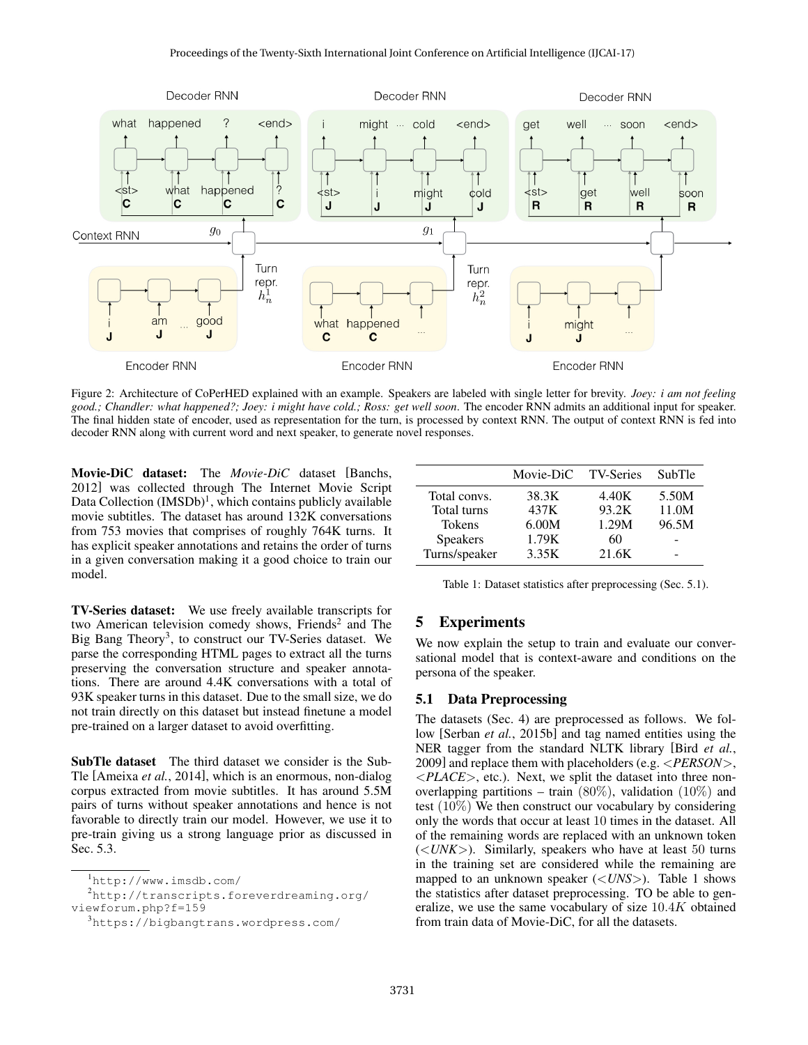Decoder RNN

what happened ? <end>

<st> C what C happened C ? C

Decoder RNN

i might ... cold <end>

<st> J i J might J cold J

Decoder RNN

get well ... soon <end>

<st> R get R well R soon R

Context RNN

$g_0$

$g_1$

Turn repr. $h_n^1$

Turn repr. $h_n^2$

i J am J ... good J

what C happened C ...

i J might J ...

Encoder RNN

Encoder RNN

Encoder RNN

Figure 2: Architecture of CoPerHED explained with an example. Speakers are labeled with single letter for brevity. *Joey: i am not feeling good.; Chandler: what happened?; Joey: i might have cold.; Ross: get well soon*. The encoder RNN admits an additional input for speaker. The final hidden state of encoder, used as representation for the turn, is processed by context RNN. The output of context RNN is fed into decoder RNN along with current word and next speaker, to generate novel responses.

**Movie-DiC dataset:** The *Movie-DiC* dataset [Banchs, 2012] was collected through The Internet Movie Script Data Collection (IMSDb)[1], which contains publicly available movie subtitles. The dataset has around 132K conversations from 753 movies that comprises of roughly 764K turns. It has explicit speaker annotations and retains the order of turns in a given conversation making it a good choice to train our model.

**TV-Series dataset:** We use freely available transcripts for two American television comedy shows, Friends[2] and The Big Bang Theory[3], to construct our TV-Series dataset. We parse the corresponding HTML pages to extract all the turns preserving the conversation structure and speaker annotations. There are around 4.4K conversations with a total of 93K speaker turns in this dataset. Due to the small size, we do not train directly on this dataset but instead finetune a model pre-trained on a larger dataset to avoid overfitting.

**SubTle dataset** The third dataset we consider is the SubTle [Ameixa *et al.*, 2014], which is an enormous, non-dialog corpus extracted from movie subtitles. It has around 5.5M pairs of turns without speaker annotations and hence is not favorable to directly train our model. However, we use it to pre-train giving us a strong language prior as discussed in Sec. 5.3.

[1]http://www.imsdb.com/

[2]http://transcripts.foreverdreaming.org/viewforum.php?f=159

[3]https://bigbangtrans.wordpress.com/

| | Movie-DiC | TV-Series | SubTle |
|---|---|---|---|
| Total convs. | 38.3K | 4.40K | 5.50M |
| Total turns | 437K | 93.2K | 11.0M |
| Tokens | 6.00M | 1.29M | 96.5M |
| Speakers | 1.79K | 60 | - |
| Turns/speaker | 3.35K | 21.6K | - |

Table 1: Dataset statistics after preprocessing (Sec. 5.1).

## 5 Experiments

We now explain the setup to train and evaluate our conversational model that is context-aware and conditions on the persona of the speaker.

### 5.1 Data Preprocessing

The datasets (Sec. 4) are preprocessed as follows. We follow [Serban *et al.*, 2015b] and tag named entities using the NER tagger from the standard NLTK library [Bird *et al.*, 2009] and replace them with placeholders (e.g. <*PERSON*>, <*PLACE*>, etc.). Next, we split the dataset into three non-overlapping partitions – train $(80\%)$, validation $(10\%)$ and test $(10\%)$ We then construct our vocabulary by considering only the words that occur at least $10$ times in the dataset. All of the remaining words are replaced with an unknown token (<*UNK*>). Similarly, speakers who have at least $50$ turns in the training set are considered while the remaining are mapped to an unknown speaker (<*UNS*>). Table 1 shows the statistics after dataset preprocessing. TO be able to generalize, we use the same vocabulary of size $10.4K$ obtained from train data of Movie-DiC, for all the datasets.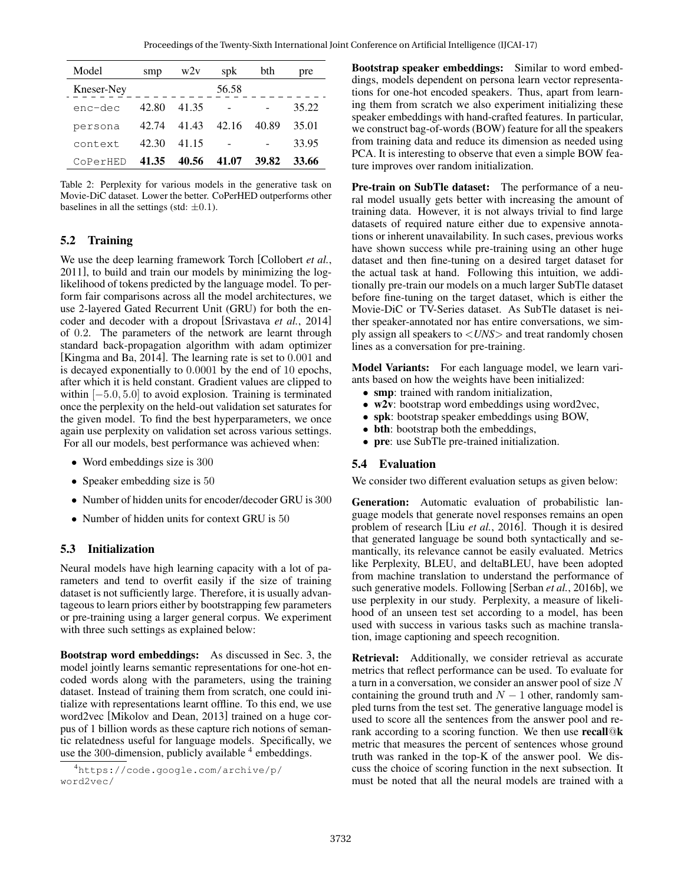| Model | smp | w2v | spk | bth | pre |
|---|---|---|---|---|---|
| Kneser-Ney | | | 56.58 | | |
| enc-dec | 42.80 | 41.35 | - | - | 35.22 |
| persona | 42.74 | 41.43 | 42.16 | 40.89 | 35.01 |
| context | 42.30 | 41.15 | - | - | 33.95 |
| CoPerHED | **41.35** | **40.56** | **41.07** | **39.82** | **33.66** |

Table 2: Perplexity for various models in the generative task on Movie-DiC dataset. Lower the better. CoPerHED outperforms other baselines in all the settings (std: $\pm 0.1$).

## 5.2 Training

We use the deep learning framework Torch [Collobert *et al.*, 2011], to build and train our models by minimizing the log-likelihood of tokens predicted by the language model. To perform fair comparisons across all the model architectures, we use 2-layered Gated Recurrent Unit (GRU) for both the encoder and decoder with a dropout [Srivastava *et al.*, 2014] of $0.2$. The parameters of the network are learnt through standard back-propagation algorithm with adam optimizer [Kingma and Ba, 2014]. The learning rate is set to $0.001$ and is decayed exponentially to $0.0001$ by the end of $10$ epochs, after which it is held constant. Gradient values are clipped to within $[-5.0, 5.0]$ to avoid explosion. Training is terminated once the perplexity on the held-out validation set saturates for the given model. To find the best hyperparameters, we once again use perplexity on validation set across various settings. For all our models, best performance was achieved when:

- Word embeddings size is $300$
- Speaker embedding size is $50$
- Number of hidden units for encoder/decoder GRU is $300$
- Number of hidden units for context GRU is $50$

## 5.3 Initialization

Neural models have high learning capacity with a lot of parameters and tend to overfit easily if the size of training dataset is not sufficiently large. Therefore, it is usually advantageous to learn priors either by bootstrapping few parameters or pre-training using a larger general corpus. We experiment with three such settings as explained below:

**Bootstrap word embeddings:** As discussed in Sec. 3, the model jointly learns semantic representations for one-hot encoded words along with the parameters, using the training dataset. Instead of training them from scratch, one could initialize with representations learnt offline. To this end, we use word2vec [Mikolov and Dean, 2013] trained on a huge corpus of 1 billion words as these capture rich notions of semantic relatedness useful for language models. Specifically, we use the $300$-dimension, publicly available [4] embeddings.

[4] https://code.google.com/archive/p/word2vec/

**Bootstrap speaker embeddings:** Similar to word embeddings, models dependent on persona learn vector representations for one-hot encoded speakers. Thus, apart from learning them from scratch we also experiment initializing these speaker embeddings with hand-crafted features. In particular, we construct bag-of-words (BOW) feature for all the speakers from training data and reduce its dimension as needed using PCA. It is interesting to observe that even a simple BOW feature improves over random initialization.

**Pre-train on SubTle dataset:** The performance of a neural model usually gets better with increasing the amount of training data. However, it is not always trivial to find large datasets of required nature either due to expensive annotations or inherent unavailability. In such cases, previous works have shown success while pre-training using an other huge dataset and then fine-tuning on a desired target dataset for the actual task at hand. Following this intuition, we additionally pre-train our models on a much larger SubTle dataset before fine-tuning on the target dataset, which is either the Movie-DiC or TV-Series dataset. As SubTle dataset is neither speaker-annotated nor has entire conversations, we simply assign all speakers to <*UNS*> and treat randomly chosen lines as a conversation for pre-training.

**Model Variants:** For each language model, we learn variants based on how the weights have been initialized:

- **smp**: trained with random initialization,
- **w2v**: bootstrap word embeddings using word2vec,
- **spk**: bootstrap speaker embeddings using BOW,
- **bth**: bootstrap both the embeddings,
- **pre**: use SubTle pre-trained initialization.

## 5.4 Evaluation

We consider two different evaluation setups as given below:

**Generation:** Automatic evaluation of probabilistic language models that generate novel responses remains an open problem of research [Liu *et al.*, 2016]. Though it is desired that generated language be sound both syntactically and semantically, its relevance cannot be easily evaluated. Metrics like Perplexity, BLEU, and deltaBLEU, have been adopted from machine translation to understand the performance of such generative models. Following [Serban *et al.*, 2016b], we use perplexity in our study. Perplexity, a measure of likelihood of an unseen test set according to a model, has been used with success in various tasks such as machine translation, image captioning and speech recognition.

**Retrieval:** Additionally, we consider retrieval as accurate metrics that reflect performance can be used. To evaluate for a turn in a conversation, we consider an answer pool of size $N$ containing the ground truth and $N-1$ other, randomly sampled turns from the test set. The generative language model is used to score all the sentences from the answer pool and re-rank according to a scoring function. We then use **recall@k** metric that measures the percent of sentences whose ground truth was ranked in the top-K of the answer pool. We discuss the choice of scoring function in the next subsection. It must be noted that all the neural models are trained with a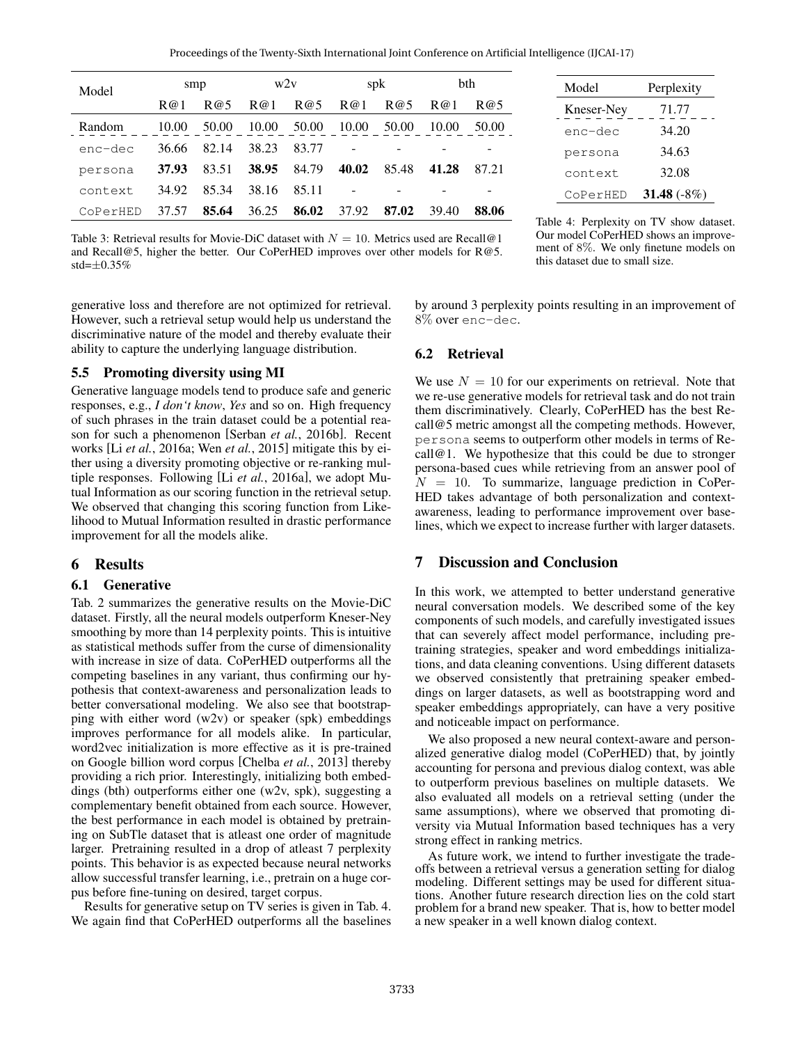| Model | smp | | w2v | | spk | | bth | |
|---|---|---|---|---|---|---|---|---|
| | R@1 | R@5 | R@1 | R@5 | R@1 | R@5 | R@1 | R@5 |
| Random | 10.00 | 50.00 | 10.00 | 50.00 | 10.00 | 50.00 | 10.00 | 50.00 |
| enc-dec | 36.66 | 82.14 | 38.23 | 83.77 | - | - | - | - |
| persona | **37.93** | 83.51 | **38.95** | 84.79 | **40.02** | 85.48 | **41.28** | 87.21 |
| context | 34.92 | 85.34 | 38.16 | 85.11 | - | - | - | - |
| CoPerHED | 37.57 | **85.64** | 36.25 | **86.02** | 37.92 | **87.02** | 39.40 | **88.06** |

Table 3: Retrieval results for Movie-DiC dataset with $N = 10$. Metrics used are Recall@1 and Recall@5, higher the better. Our CoPerHED improves over other models for R@5. std=$\pm 0.35\%$

| Model | Perplexity |
|---|---|
| Kneser-Ney | 71.77 |
| enc-dec | 34.20 |
| persona | 34.63 |
| context | 32.08 |
| CoPerHED | **31.48** (-8%) |

Table 4: Perplexity on TV show dataset. Our model CoPerHED shows an improvement of 8%. We only finetune models on this dataset due to small size.

generative loss and therefore are not optimized for retrieval. However, such a retrieval setup would help us understand the discriminative nature of the model and thereby evaluate their ability to capture the underlying language distribution.

### 5.5 Promoting diversity using MI

Generative language models tend to produce safe and generic responses, e.g., *I don't know*, *Yes* and so on. High frequency of such phrases in the train dataset could be a potential reason for such a phenomenon [Serban *et al.*, 2016b]. Recent works [Li *et al.*, 2016a; Wen *et al.*, 2015] mitigate this by either using a diversity promoting objective or re-ranking multiple responses. Following [Li *et al.*, 2016a], we adopt Mutual Information as our scoring function in the retrieval setup. We observed that changing this scoring function from Likelihood to Mutual Information resulted in drastic performance improvement for all the models alike.

## 6 Results

### 6.1 Generative

Tab. 2 summarizes the generative results on the Movie-DiC dataset. Firstly, all the neural models outperform Kneser-Ney smoothing by more than 14 perplexity points. This is intuitive as statistical methods suffer from the curse of dimensionality with increase in size of data. CoPerHED outperforms all the competing baselines in any variant, thus confirming our hypothesis that context-awareness and personalization leads to better conversational modeling. We also see that bootstrapping with either word (w2v) or speaker (spk) embeddings improves performance for all models alike. In particular, word2vec initialization is more effective as it is pre-trained on Google billion word corpus [Chelba *et al.*, 2013] thereby providing a rich prior. Interestingly, initializing both embeddings (bth) outperforms either one (w2v, spk), suggesting a complementary benefit obtained from each source. However, the best performance in each model is obtained by pretraining on SubTle dataset that is atleast one order of magnitude larger. Pretraining resulted in a drop of atleast 7 perplexity points. This behavior is as expected because neural networks allow successful transfer learning, i.e., pretrain on a huge corpus before fine-tuning on desired, target corpus.

Results for generative setup on TV series is given in Tab. 4. We again find that CoPerHED outperforms all the baselines by around 3 perplexity points resulting in an improvement of 8% over enc-dec.

### 6.2 Retrieval

We use $N = 10$ for our experiments on retrieval. Note that we re-use generative models for retrieval task and do not train them discriminatively. Clearly, CoPerHED has the best Recall@5 metric amongst all the competing methods. However, persona seems to outperform other models in terms of Recall@1. We hypothesize that this could be due to stronger persona-based cues while retrieving from an answer pool of $N = 10$. To summarize, language prediction in CoPerHED takes advantage of both personalization and context-awareness, leading to performance improvement over baselines, which we expect to increase further with larger datasets.

## 7 Discussion and Conclusion

In this work, we attempted to better understand generative neural conversation models. We described some of the key components of such models, and carefully investigated issues that can severely affect model performance, including pretraining strategies, speaker and word embeddings initializations, and data cleaning conventions. Using different datasets we observed consistently that pretraining speaker embeddings on larger datasets, as well as bootstrapping word and speaker embeddings appropriately, can have a very positive and noticeable impact on performance.

We also proposed a new neural context-aware and personalized generative dialog model (CoPerHED) that, by jointly accounting for persona and previous dialog context, was able to outperform previous baselines on multiple datasets. We also evaluated all models on a retrieval setting (under the same assumptions), where we observed that promoting diversity via Mutual Information based techniques has a very strong effect in ranking metrics.

As future work, we intend to further investigate the trade-offs between a retrieval versus a generation setting for dialog modeling. Different settings may be used for different situations. Another future research direction lies on the cold start problem for a brand new speaker. That is, how to better model a new speaker in a well known dialog context.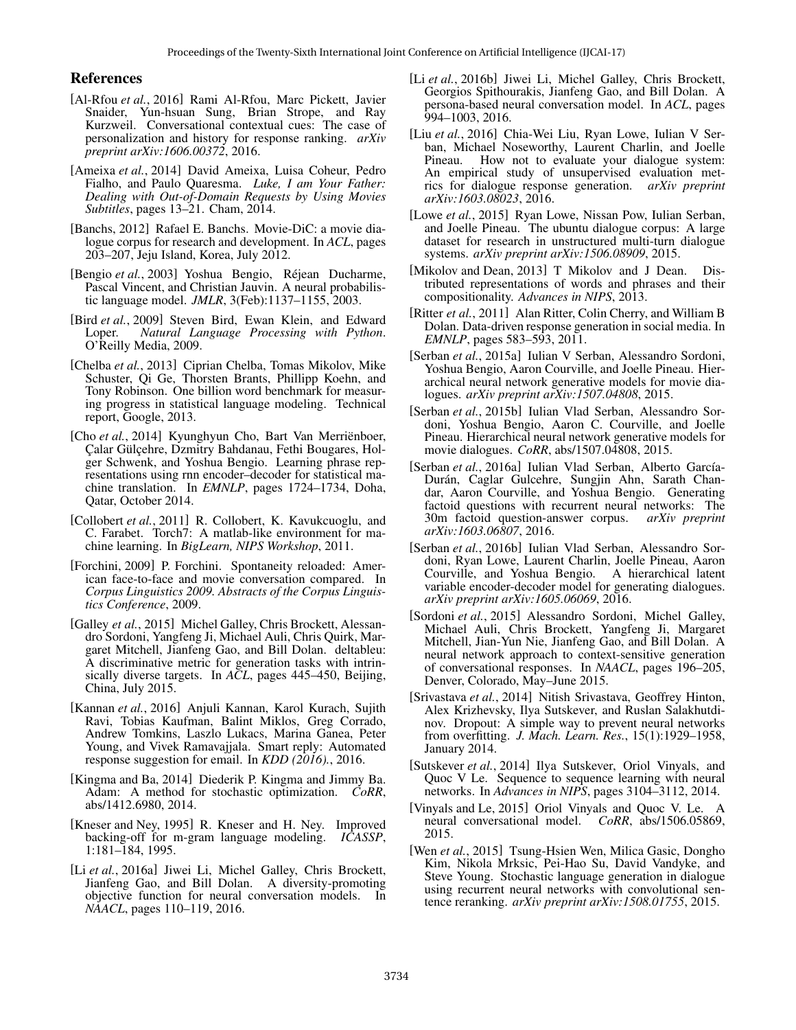## References

[Al-Rfou *et al.*, 2016] Rami Al-Rfou, Marc Pickett, Javier Snaider, Yun-hsuan Sung, Brian Strope, and Ray Kurzweil. Conversational contextual cues: The case of personalization and history for response ranking. *arXiv preprint arXiv:1606.00372*, 2016.

[Ameixa *et al.*, 2014] David Ameixa, Luisa Coheur, Pedro Fialho, and Paulo Quaresma. *Luke, I am Your Father: Dealing with Out-of-Domain Requests by Using Movies Subtitles*, pages 13–21. Cham, 2014.

[Banchs, 2012] Rafael E. Banchs. Movie-DiC: a movie dialogue corpus for research and development. In *ACL*, pages 203–207, Jeju Island, Korea, July 2012.

[Bengio *et al.*, 2003] Yoshua Bengio, Réjean Ducharme, Pascal Vincent, and Christian Jauvin. A neural probabilistic language model. *JMLR*, 3(Feb):1137–1155, 2003.

[Bird *et al.*, 2009] Steven Bird, Ewan Klein, and Edward Loper. *Natural Language Processing with Python*. O'Reilly Media, 2009.

[Chelba *et al.*, 2013] Ciprian Chelba, Tomas Mikolov, Mike Schuster, Qi Ge, Thorsten Brants, Phillipp Koehn, and Tony Robinson. One billion word benchmark for measuring progress in statistical language modeling. Technical report, Google, 2013.

[Cho *et al.*, 2014] Kyunghyun Cho, Bart Van Merriënboer, Çalar Gülçehre, Dzmitry Bahdanau, Fethi Bougares, Holger Schwenk, and Yoshua Bengio. Learning phrase representations using rnn encoder–decoder for statistical machine translation. In *EMNLP*, pages 1724–1734, Doha, Qatar, October 2014.

[Collobert *et al.*, 2011] R. Collobert, K. Kavukcuoglu, and C. Farabet. Torch7: A matlab-like environment for machine learning. In *BigLearn, NIPS Workshop*, 2011.

[Forchini, 2009] P. Forchini. Spontaneity reloaded: American face-to-face and movie conversation compared. In *Corpus Linguistics 2009. Abstracts of the Corpus Linguistics Conference*, 2009.

[Galley *et al.*, 2015] Michel Galley, Chris Brockett, Alessandro Sordoni, Yangfeng Ji, Michael Auli, Chris Quirk, Margaret Mitchell, Jianfeng Gao, and Bill Dolan. deltableu: A discriminative metric for generation tasks with intrinsically diverse targets. In *ACL*, pages 445–450, Beijing, China, July 2015.

[Kannan *et al.*, 2016] Anjuli Kannan, Karol Kurach, Sujith Ravi, Tobias Kaufman, Balint Miklos, Greg Corrado, Andrew Tomkins, Laszlo Lukacs, Marina Ganea, Peter Young, and Vivek Ramavajjala. Smart reply: Automated response suggestion for email. In *KDD (2016).*, 2016.

[Kingma and Ba, 2014] Diederik P. Kingma and Jimmy Ba. Adam: A method for stochastic optimization. *CoRR*, abs/1412.6980, 2014.

[Kneser and Ney, 1995] R. Kneser and H. Ney. Improved backing-off for m-gram language modeling. *ICASSP*, 1:181–184, 1995.

[Li *et al.*, 2016a] Jiwei Li, Michel Galley, Chris Brockett, Jianfeng Gao, and Bill Dolan. A diversity-promoting objective function for neural conversation models. In *NAACL*, pages 110–119, 2016.

[Li *et al.*, 2016b] Jiwei Li, Michel Galley, Chris Brockett, Georgios Spithourakis, Jianfeng Gao, and Bill Dolan. A persona-based neural conversation model. In *ACL*, pages 994–1003, 2016.

[Liu *et al.*, 2016] Chia-Wei Liu, Ryan Lowe, Iulian V Serban, Michael Noseworthy, Laurent Charlin, and Joelle Pineau. How not to evaluate your dialogue system: An empirical study of unsupervised evaluation metrics for dialogue response generation. *arXiv preprint arXiv:1603.08023*, 2016.

[Lowe *et al.*, 2015] Ryan Lowe, Nissan Pow, Iulian Serban, and Joelle Pineau. The ubuntu dialogue corpus: A large dataset for research in unstructured multi-turn dialogue systems. *arXiv preprint arXiv:1506.08909*, 2015.

[Mikolov and Dean, 2013] T Mikolov and J Dean. Distributed representations of words and phrases and their compositionality. *Advances in NIPS*, 2013.

[Ritter *et al.*, 2011] Alan Ritter, Colin Cherry, and William B Dolan. Data-driven response generation in social media. In *EMNLP*, pages 583–593, 2011.

[Serban *et al.*, 2015a] Iulian V Serban, Alessandro Sordoni, Yoshua Bengio, Aaron Courville, and Joelle Pineau. Hierarchical neural network generative models for movie dialogues. *arXiv preprint arXiv:1507.04808*, 2015.

[Serban *et al.*, 2015b] Iulian Vlad Serban, Alessandro Sordoni, Yoshua Bengio, Aaron C. Courville, and Joelle Pineau. Hierarchical neural network generative models for movie dialogues. *CoRR*, abs/1507.04808, 2015.

[Serban *et al.*, 2016a] Iulian Vlad Serban, Alberto García-Durán, Caglar Gulcehre, Sungjin Ahn, Sarath Chandar, Aaron Courville, and Yoshua Bengio. Generating factoid questions with recurrent neural networks: The 30m factoid question-answer corpus. *arXiv preprint arXiv:1603.06807*, 2016.

[Serban *et al.*, 2016b] Iulian Vlad Serban, Alessandro Sordoni, Ryan Lowe, Laurent Charlin, Joelle Pineau, Aaron Courville, and Yoshua Bengio. A hierarchical latent variable encoder-decoder model for generating dialogues. *arXiv preprint arXiv:1605.06069*, 2016.

[Sordoni *et al.*, 2015] Alessandro Sordoni, Michel Galley, Michael Auli, Chris Brockett, Yangfeng Ji, Margaret Mitchell, Jian-Yun Nie, Jianfeng Gao, and Bill Dolan. A neural network approach to context-sensitive generation of conversational responses. In *NAACL*, pages 196–205, Denver, Colorado, May–June 2015.

[Srivastava *et al.*, 2014] Nitish Srivastava, Geoffrey Hinton, Alex Krizhevsky, Ilya Sutskever, and Ruslan Salakhutdinov. Dropout: A simple way to prevent neural networks from overfitting. *J. Mach. Learn. Res.*, 15(1):1929–1958, January 2014.

[Sutskever *et al.*, 2014] Ilya Sutskever, Oriol Vinyals, and Quoc V Le. Sequence to sequence learning with neural networks. In *Advances in NIPS*, pages 3104–3112, 2014.

[Vinyals and Le, 2015] Oriol Vinyals and Quoc V. Le. A neural conversational model. *CoRR*, abs/1506.05869, 2015.

[Wen *et al.*, 2015] Tsung-Hsien Wen, Milica Gasic, Dongho Kim, Nikola Mrksic, Pei-Hao Su, David Vandyke, and Steve Young. Stochastic language generation in dialogue using recurrent neural networks with convolutional sentence reranking. *arXiv preprint arXiv:1508.01755*, 2015.